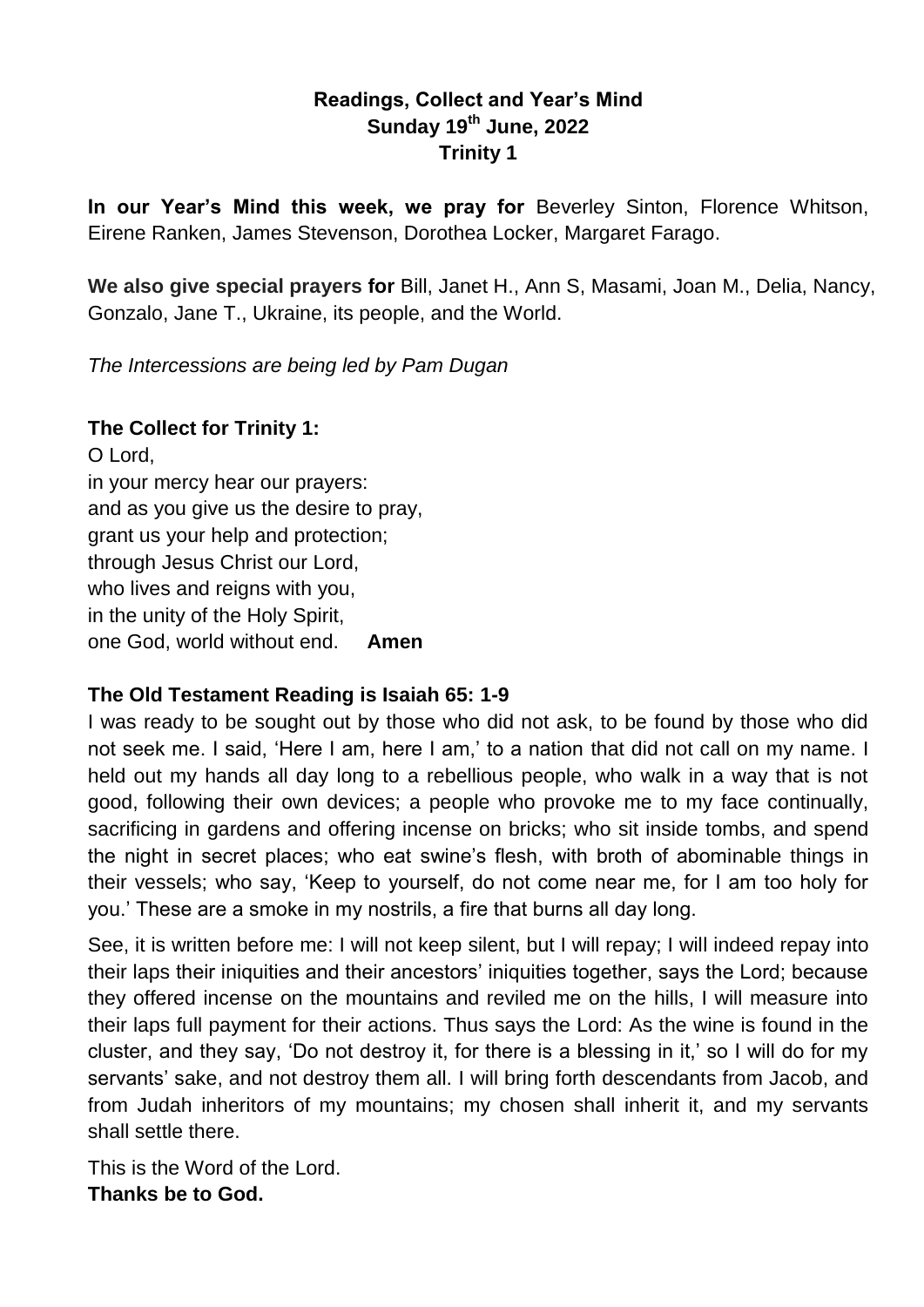# Readings, Collect and Year's Mind
## Sunday 19th June, 2022
## Trinity 1

**In our Year's Mind this week, we pray for** Beverley Sinton, Florence Whitson, Eirene Ranken, James Stevenson, Dorothea Locker, Margaret Farago.

**We also give special prayers for** Bill, Janet H., Ann S, Masami, Joan M., Delia, Nancy, Gonzalo, Jane T., Ukraine, its people, and the World.

*The Intercessions are being led by Pam Dugan*

**The Collect for Trinity 1:**

O Lord,
in your mercy hear our prayers:
and as you give us the desire to pray,
grant us your help and protection;
through Jesus Christ our Lord,
who lives and reigns with you,
in the unity of the Holy Spirit,
one God, world without end. **Amen**

**The Old Testament Reading is Isaiah 65: 1-9**

I was ready to be sought out by those who did not ask, to be found by those who did not seek me. I said, 'Here I am, here I am,' to a nation that did not call on my name. I held out my hands all day long to a rebellious people, who walk in a way that is not good, following their own devices; a people who provoke me to my face continually, sacrificing in gardens and offering incense on bricks; who sit inside tombs, and spend the night in secret places; who eat swine's flesh, with broth of abominable things in their vessels; who say, 'Keep to yourself, do not come near me, for I am too holy for you.' These are a smoke in my nostrils, a fire that burns all day long.

See, it is written before me: I will not keep silent, but I will repay; I will indeed repay into their laps their iniquities and their ancestors' iniquities together, says the Lord; because they offered incense on the mountains and reviled me on the hills, I will measure into their laps full payment for their actions. Thus says the Lord: As the wine is found in the cluster, and they say, 'Do not destroy it, for there is a blessing in it,' so I will do for my servants' sake, and not destroy them all. I will bring forth descendants from Jacob, and from Judah inheritors of my mountains; my chosen shall inherit it, and my servants shall settle there.

This is the Word of the Lord.
**Thanks be to God.**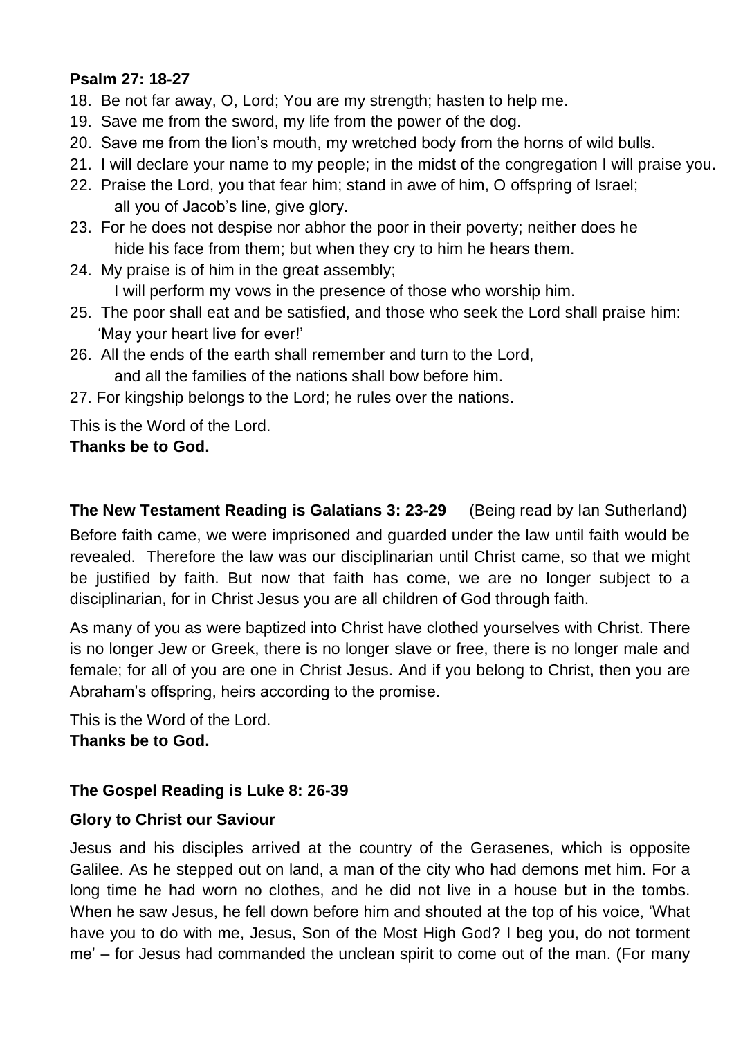**Psalm 27: 18-27**

18. Be not far away, O, Lord; You are my strength; hasten to help me.
19. Save me from the sword, my life from the power of the dog.
20. Save me from the lion's mouth, my wretched body from the horns of wild bulls.
21. I will declare your name to my people; in the midst of the congregation I will praise you.
22. Praise the Lord, you that fear him; stand in awe of him, O offspring of Israel; all you of Jacob's line, give glory.
23. For he does not despise nor abhor the poor in their poverty; neither does he hide his face from them; but when they cry to him he hears them.
24. My praise is of him in the great assembly; I will perform my vows in the presence of those who worship him.
25. The poor shall eat and be satisfied, and those who seek the Lord shall praise him: 'May your heart live for ever!'
26. All the ends of the earth shall remember and turn to the Lord, and all the families of the nations shall bow before him.
27. For kingship belongs to the Lord; he rules over the nations.

This is the Word of the Lord.
**Thanks be to God.**

**The New Testament Reading is Galatians 3: 23-29** (Being read by Ian Sutherland)

Before faith came, we were imprisoned and guarded under the law until faith would be revealed. Therefore the law was our disciplinarian until Christ came, so that we might be justified by faith. But now that faith has come, we are no longer subject to a disciplinarian, for in Christ Jesus you are all children of God through faith.

As many of you as were baptized into Christ have clothed yourselves with Christ. There is no longer Jew or Greek, there is no longer slave or free, there is no longer male and female; for all of you are one in Christ Jesus. And if you belong to Christ, then you are Abraham's offspring, heirs according to the promise.

This is the Word of the Lord.
**Thanks be to God.**

**The Gospel Reading is Luke 8: 26-39**

**Glory to Christ our Saviour**

Jesus and his disciples arrived at the country of the Gerasenes, which is opposite Galilee. As he stepped out on land, a man of the city who had demons met him. For a long time he had worn no clothes, and he did not live in a house but in the tombs. When he saw Jesus, he fell down before him and shouted at the top of his voice, 'What have you to do with me, Jesus, Son of the Most High God? I beg you, do not torment me' – for Jesus had commanded the unclean spirit to come out of the man. (For many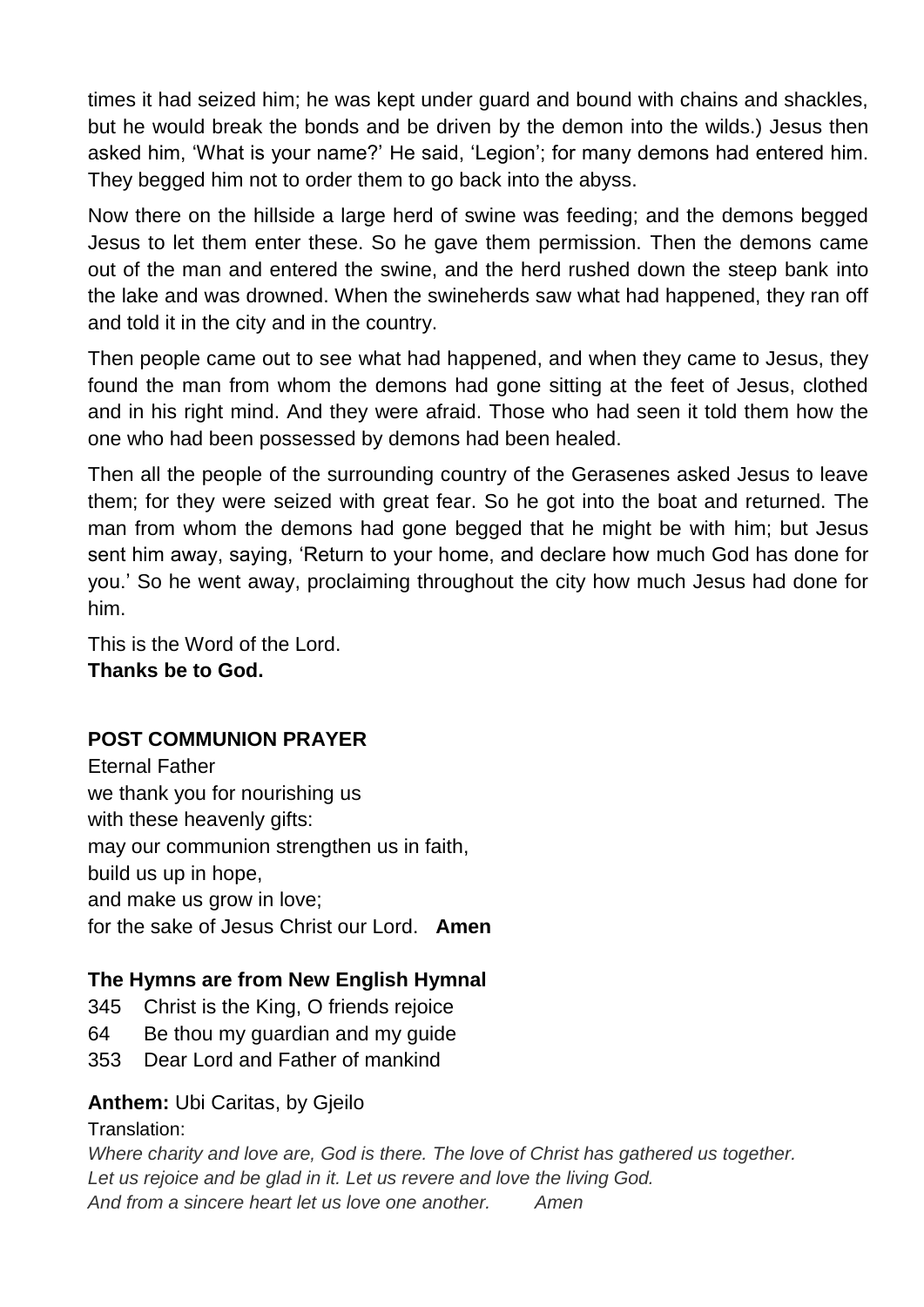times it had seized him; he was kept under guard and bound with chains and shackles, but he would break the bonds and be driven by the demon into the wilds.) Jesus then asked him, 'What is your name?' He said, 'Legion'; for many demons had entered him. They begged him not to order them to go back into the abyss.

Now there on the hillside a large herd of swine was feeding; and the demons begged Jesus to let them enter these. So he gave them permission. Then the demons came out of the man and entered the swine, and the herd rushed down the steep bank into the lake and was drowned. When the swineherds saw what had happened, they ran off and told it in the city and in the country.

Then people came out to see what had happened, and when they came to Jesus, they found the man from whom the demons had gone sitting at the feet of Jesus, clothed and in his right mind. And they were afraid. Those who had seen it told them how the one who had been possessed by demons had been healed.

Then all the people of the surrounding country of the Gerasenes asked Jesus to leave them; for they were seized with great fear. So he got into the boat and returned. The man from whom the demons had gone begged that he might be with him; but Jesus sent him away, saying, 'Return to your home, and declare how much God has done for you.' So he went away, proclaiming throughout the city how much Jesus had done for him.

This is the Word of the Lord.
**Thanks be to God.**

**POST COMMUNION PRAYER**

Eternal Father
we thank you for nourishing us
with these heavenly gifts:
may our communion strengthen us in faith,
build us up in hope,
and make us grow in love;
for the sake of Jesus Christ our Lord. **Amen**

**The Hymns are from New English Hymnal**

345 Christ is the King, O friends rejoice
64 Be thou my guardian and my guide
353 Dear Lord and Father of mankind

**Anthem:** Ubi Caritas, by Gjeilo

Translation:
*Where charity and love are, God is there. The love of Christ has gathered us together.*
*Let us rejoice and be glad in it. Let us revere and love the living God.*
*And from a sincere heart let us love one another. Amen*